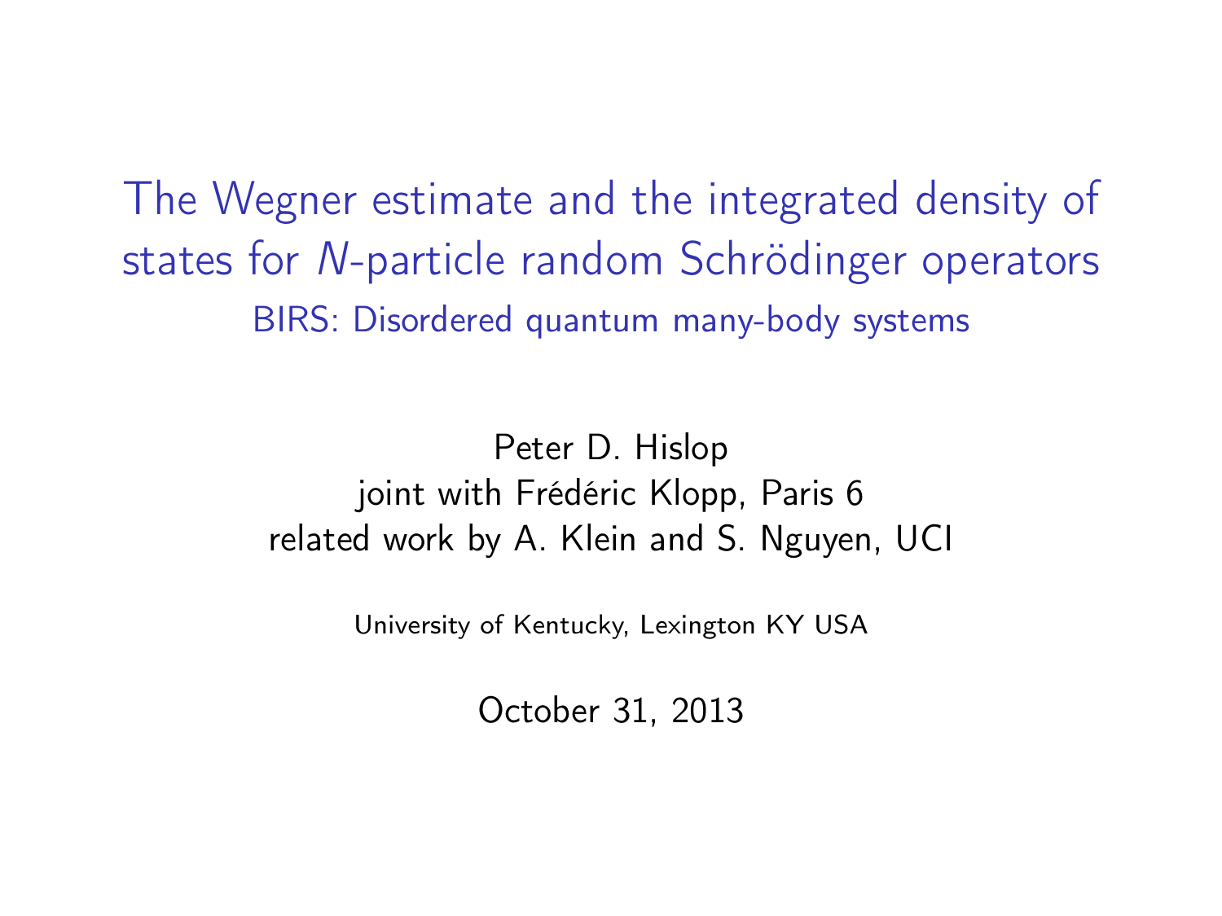# The Wegner estimate and the integrated density of states for $N$-particle random Schrödinger operators

## BIRS: Disordered quantum many-body systems

Peter D. Hislop
joint with Frédéric Klopp, Paris 6
related work by A. Klein and S. Nguyen, UCI

University of Kentucky, Lexington KY USA

October 31, 2013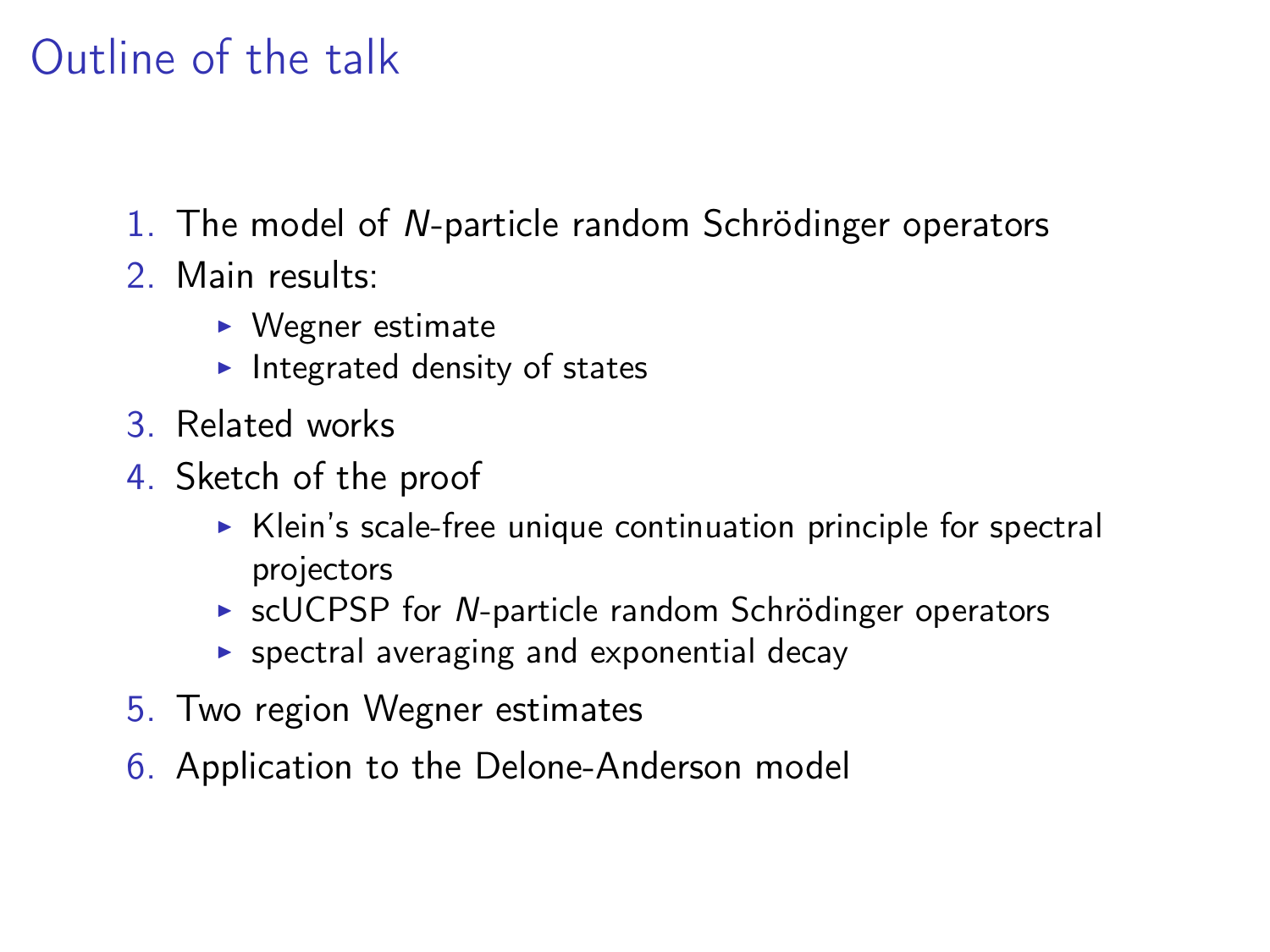# Outline of the talk

1. The model of $N$-particle random Schrödinger operators
2. Main results:
   - Wegner estimate
   - Integrated density of states
3. Related works
4. Sketch of the proof
   - Klein's scale-free unique continuation principle for spectral projectors
   - scUCPSP for $N$-particle random Schrödinger operators
   - spectral averaging and exponential decay
5. Two region Wegner estimates
6. Application to the Delone-Anderson model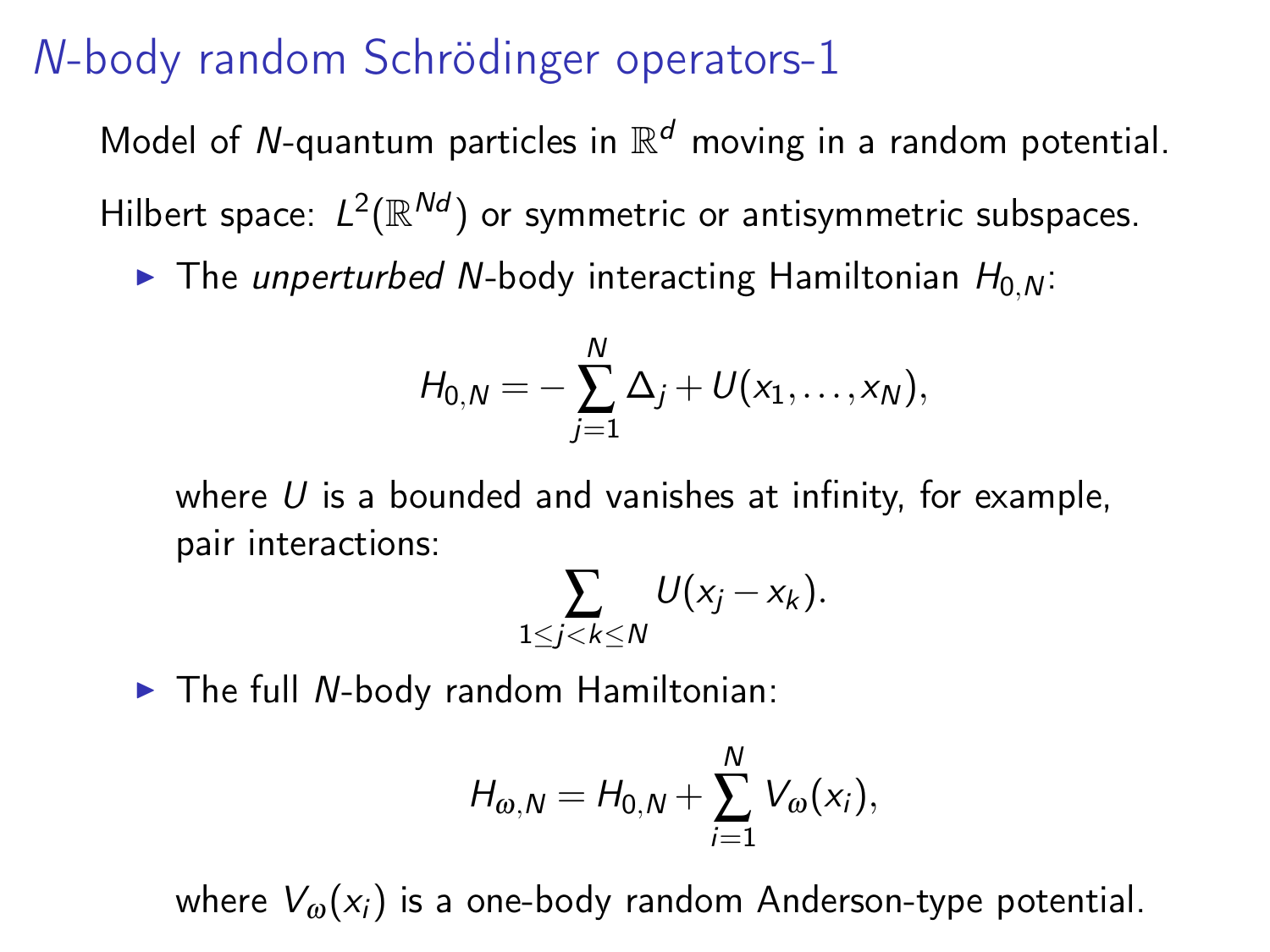# $N$-body random Schrödinger operators-1

Model of $N$-quantum particles in $\mathbb{R}^d$ moving in a random potential.

Hilbert space: $L^2(\mathbb{R}^{Nd})$ or symmetric or antisymmetric subspaces.

- The *unperturbed* $N$-body interacting Hamiltonian $H_{0,N}$:

$$H_{0,N} = -\sum_{j=1}^{N} \Delta_j + U(x_1, \ldots, x_N),$$

  where $U$ is a bounded and vanishes at infinity, for example, pair interactions:

$$\sum_{1 \leq j < k \leq N} U(x_j - x_k).$$

- The full $N$-body random Hamiltonian:

$$H_{\omega,N} = H_{0,N} + \sum_{i=1}^{N} V_\omega(x_i),$$

  where $V_\omega(x_i)$ is a one-body random Anderson-type potential.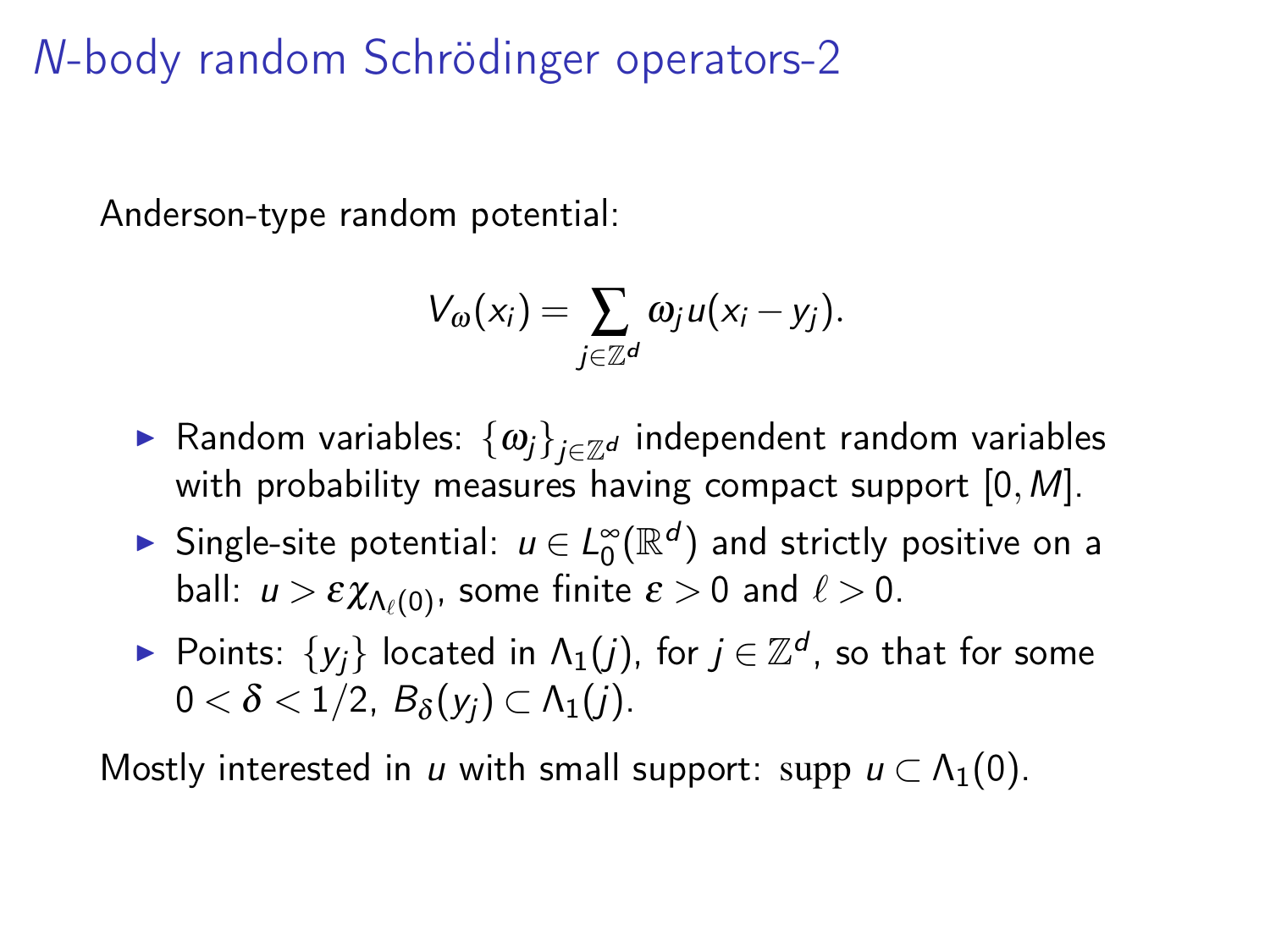# $N$-body random Schrödinger operators-2

Anderson-type random potential:

$$V_\omega(x_i) = \sum_{j \in \mathbb{Z}^d} \omega_j u(x_i - y_j).$$

- Random variables: $\{\omega_j\}_{j \in \mathbb{Z}^d}$ independent random variables with probability measures having compact support $[0, M]$.
- Single-site potential: $u \in L^\infty_0(\mathbb{R}^d)$ and strictly positive on a ball: $u > \varepsilon \chi_{\Lambda_\ell(0)}$, some finite $\varepsilon > 0$ and $\ell > 0$.
- Points: $\{y_j\}$ located in $\Lambda_1(j)$, for $j \in \mathbb{Z}^d$, so that for some $0 < \delta < 1/2$, $B_\delta(y_j) \subset \Lambda_1(j)$.

Mostly interested in $u$ with small support: $\mathrm{supp}\ u \subset \Lambda_1(0)$.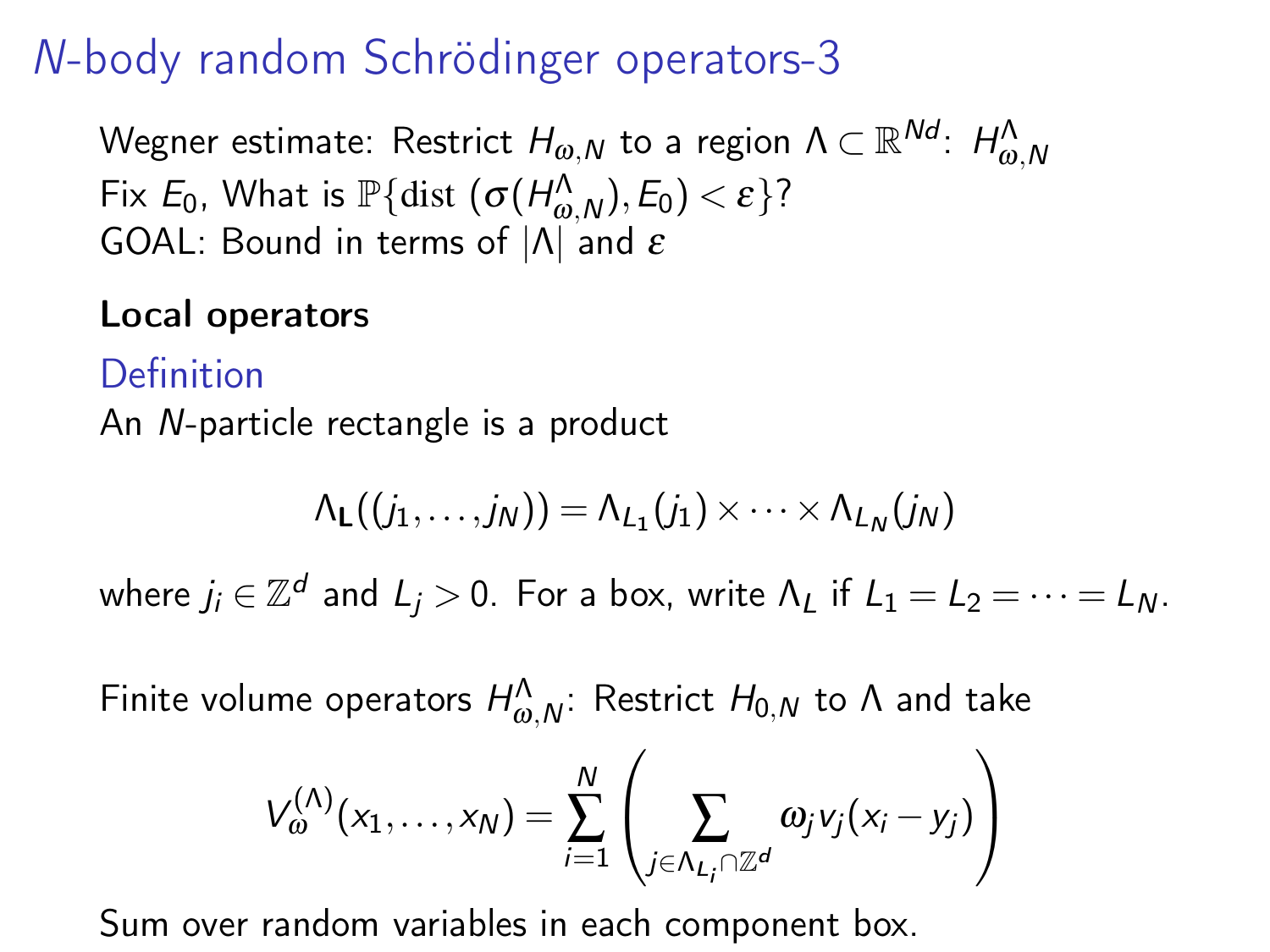# $N$-body random Schrödinger operators-3

Wegner estimate: Restrict $H_{\omega,N}$ to a region $\Lambda \subset \mathbb{R}^{Nd}$: $H^{\Lambda}_{\omega,N}$
Fix $E_0$, What is $\mathbb{P}\{\mathrm{dist}\,(\sigma(H^{\Lambda}_{\omega,N}), E_0) < \varepsilon\}$?
GOAL: Bound in terms of $|\Lambda|$ and $\varepsilon$

**Local operators**

## Definition

An $N$-particle rectangle is a product

$$\Lambda_{\mathbf{L}}((j_1, \ldots, j_N)) = \Lambda_{L_1}(j_1) \times \cdots \times \Lambda_{L_N}(j_N)$$

where $j_i \in \mathbb{Z}^d$ and $L_j > 0$. For a box, write $\Lambda_L$ if $L_1 = L_2 = \cdots = L_N$.

Finite volume operators $H^{\Lambda}_{\omega,N}$: Restrict $H_{0,N}$ to $\Lambda$ and take

$$V^{(\Lambda)}_{\omega}(x_1, \ldots, x_N) = \sum_{i=1}^{N} \left( \sum_{j \in \Lambda_{L_i} \cap \mathbb{Z}^d} \omega_j v_j(x_i - y_j) \right)$$

Sum over random variables in each component box.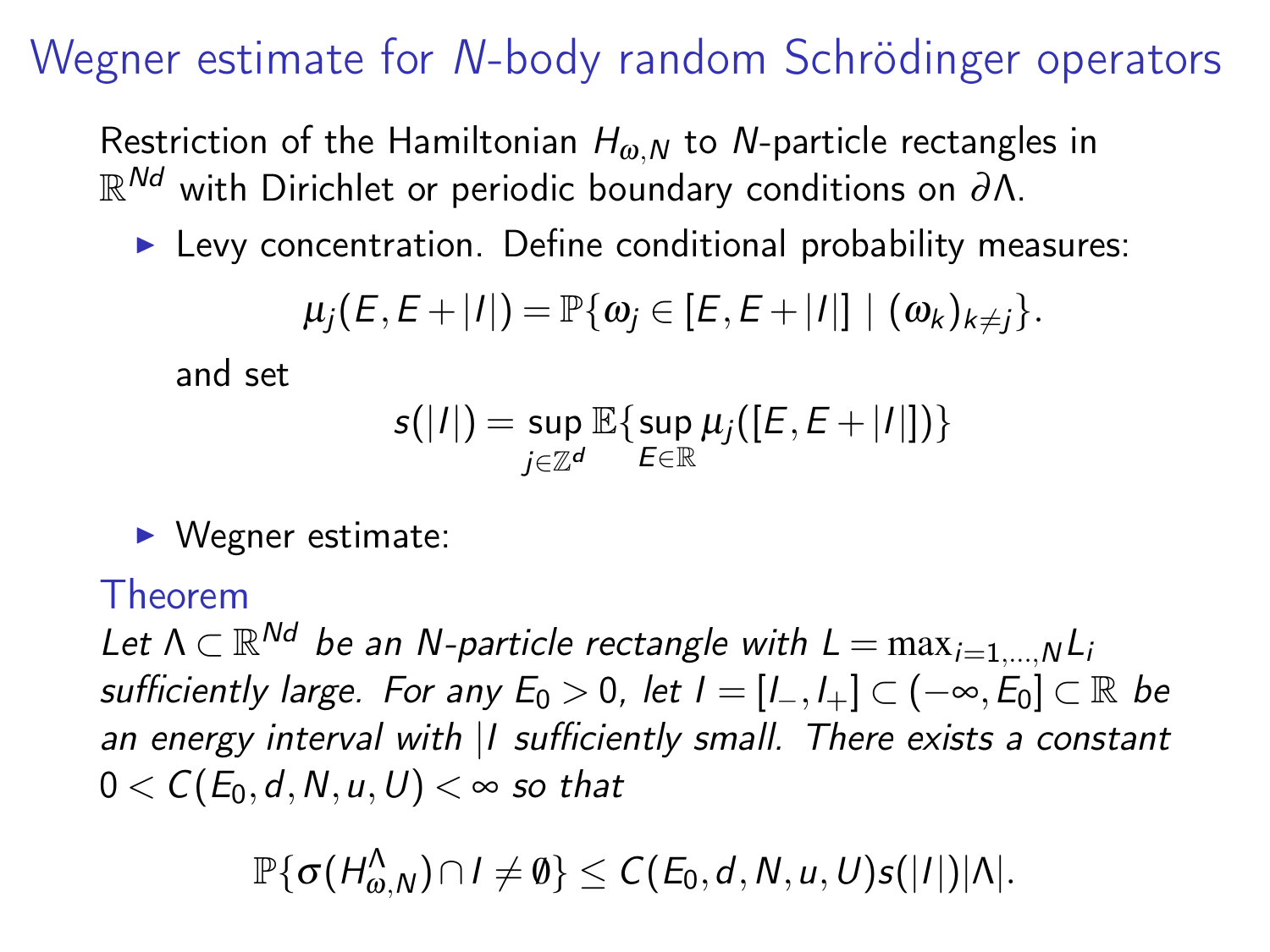# Wegner estimate for $N$-body random Schrödinger operators

Restriction of the Hamiltonian $H_{\omega,N}$ to $N$-particle rectangles in $\mathbb{R}^{Nd}$ with Dirichlet or periodic boundary conditions on $\partial\Lambda$.

- Levy concentration. Define conditional probability measures:

  $$\mu_j(E, E+|I|) = \mathbb{P}\{\omega_j \in [E, E+|I|] \mid (\omega_k)_{k\neq j}\}.$$

  and set

  $$s(|I|) = \sup_{j\in\mathbb{Z}^d} \mathbb{E}\{\sup_{E\in\mathbb{R}} \mu_j([E, E+|I|])\}$$

- Wegner estimate:

**Theorem**

*Let $\Lambda \subset \mathbb{R}^{Nd}$ be an $N$-particle rectangle with $L = \max_{i=1,\dots,N} L_i$ sufficiently large. For any $E_0 > 0$, let $I = [I_-, I_+] \subset (-\infty, E_0] \subset \mathbb{R}$ be an energy interval with $|I$ sufficiently small. There exists a constant $0 < C(E_0, d, N, u, U) < \infty$ so that*

$$\mathbb{P}\{\sigma(H^{\Lambda}_{\omega,N}) \cap I \neq \emptyset\} \leq C(E_0, d, N, u, U)s(|I|)|\Lambda|.$$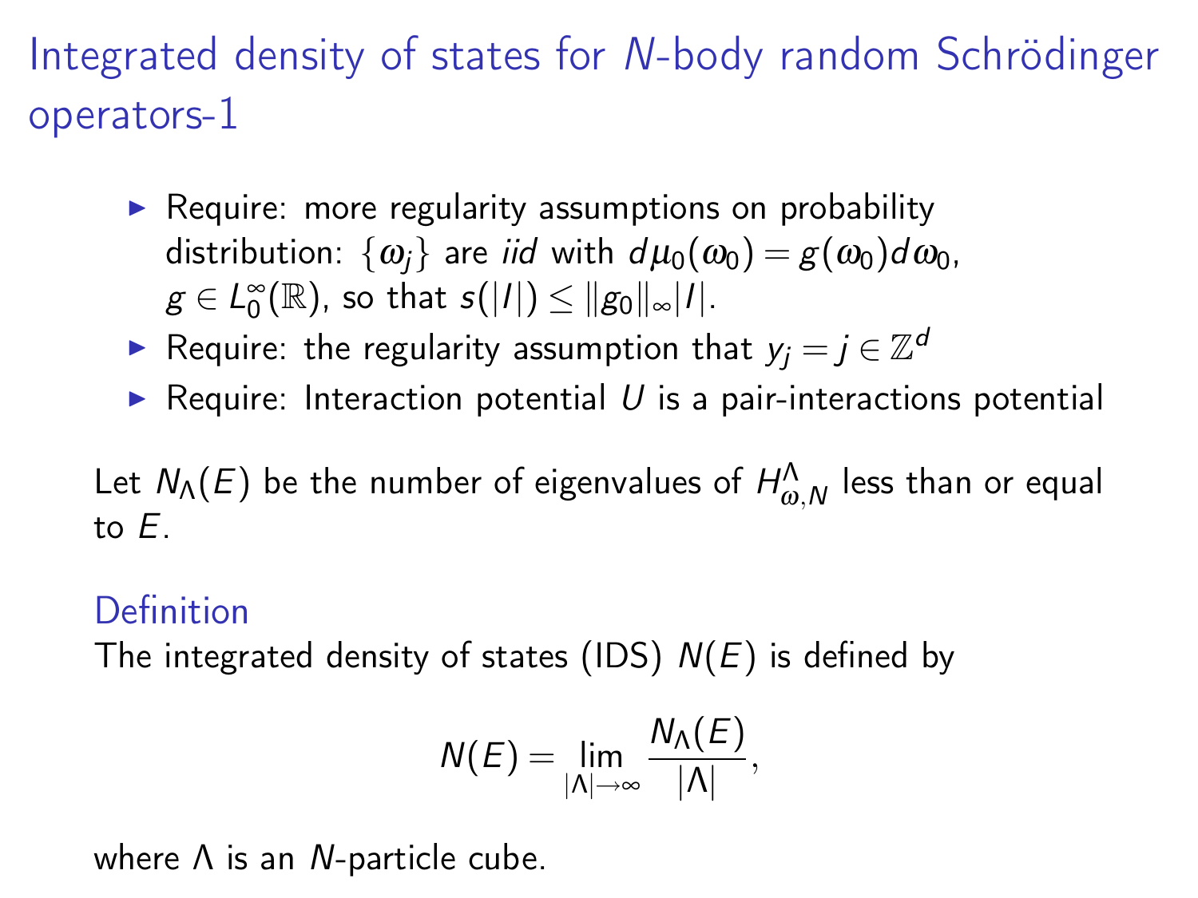# Integrated density of states for $N$-body random Schrödinger operators-1

- Require: more regularity assumptions on probability distribution: $\{\omega_j\}$ are *iid* with $d\mu_0(\omega_0) = g(\omega_0)d\omega_0$, $g \in L_0^\infty(\mathbb{R})$, so that $s(|I|) \leq \|g_0\|_\infty |I|$.
- Require: the regularity assumption that $y_j = j \in \mathbb{Z}^d$
- Require: Interaction potential $U$ is a pair-interactions potential

Let $N_\Lambda(E)$ be the number of eigenvalues of $H^\Lambda_{\omega,N}$ less than or equal to $E$.

### Definition

The integrated density of states (IDS) $N(E)$ is defined by

$$N(E) = \lim_{|\Lambda| \to \infty} \frac{N_\Lambda(E)}{|\Lambda|},$$

where $\Lambda$ is an $N$-particle cube.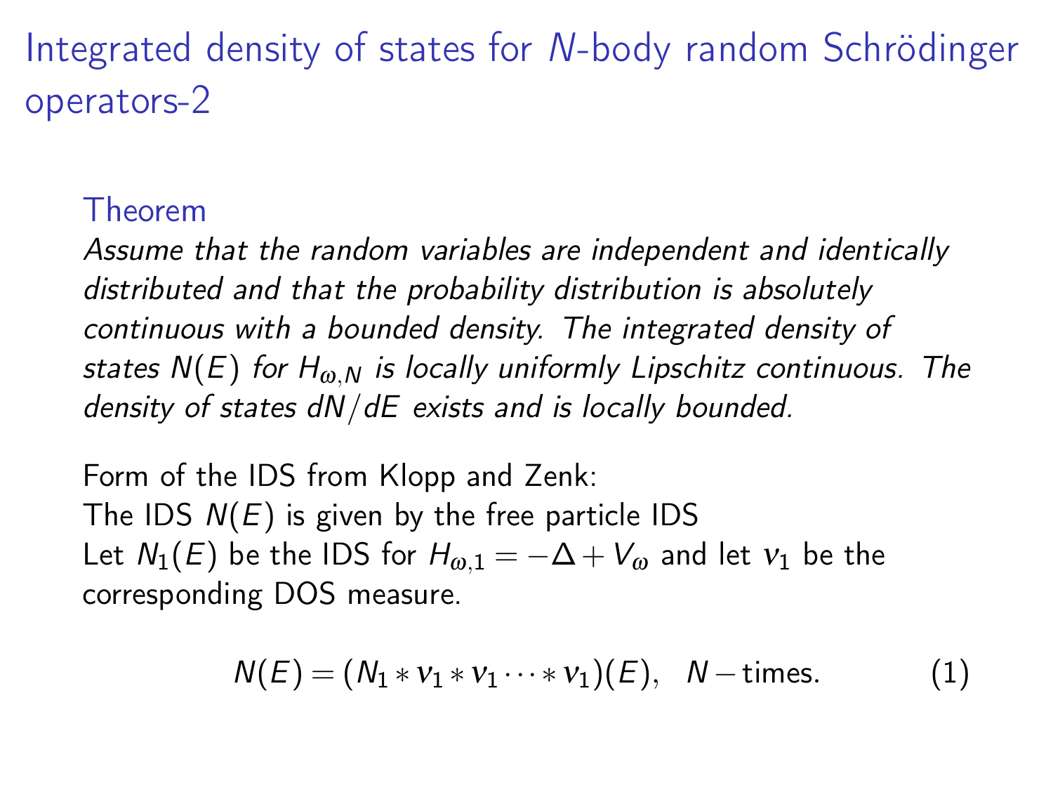# Integrated density of states for $N$-body random Schrödinger operators-2

**Theorem**

*Assume that the random variables are independent and identically distributed and that the probability distribution is absolutely continuous with a bounded density. The integrated density of states $N(E)$ for $H_{\omega,N}$ is locally uniformly Lipschitz continuous. The density of states $dN/dE$ exists and is locally bounded.*

Form of the IDS from Klopp and Zenk:
The IDS $N(E)$ is given by the free particle IDS
Let $N_1(E)$ be the IDS for $H_{\omega,1} = -\Delta + V_\omega$ and let $\nu_1$ be the corresponding DOS measure.

$$N(E) = (N_1 * \nu_1 * \nu_1 \cdots * \nu_1)(E), \quad N-\text{times}. \tag{1}$$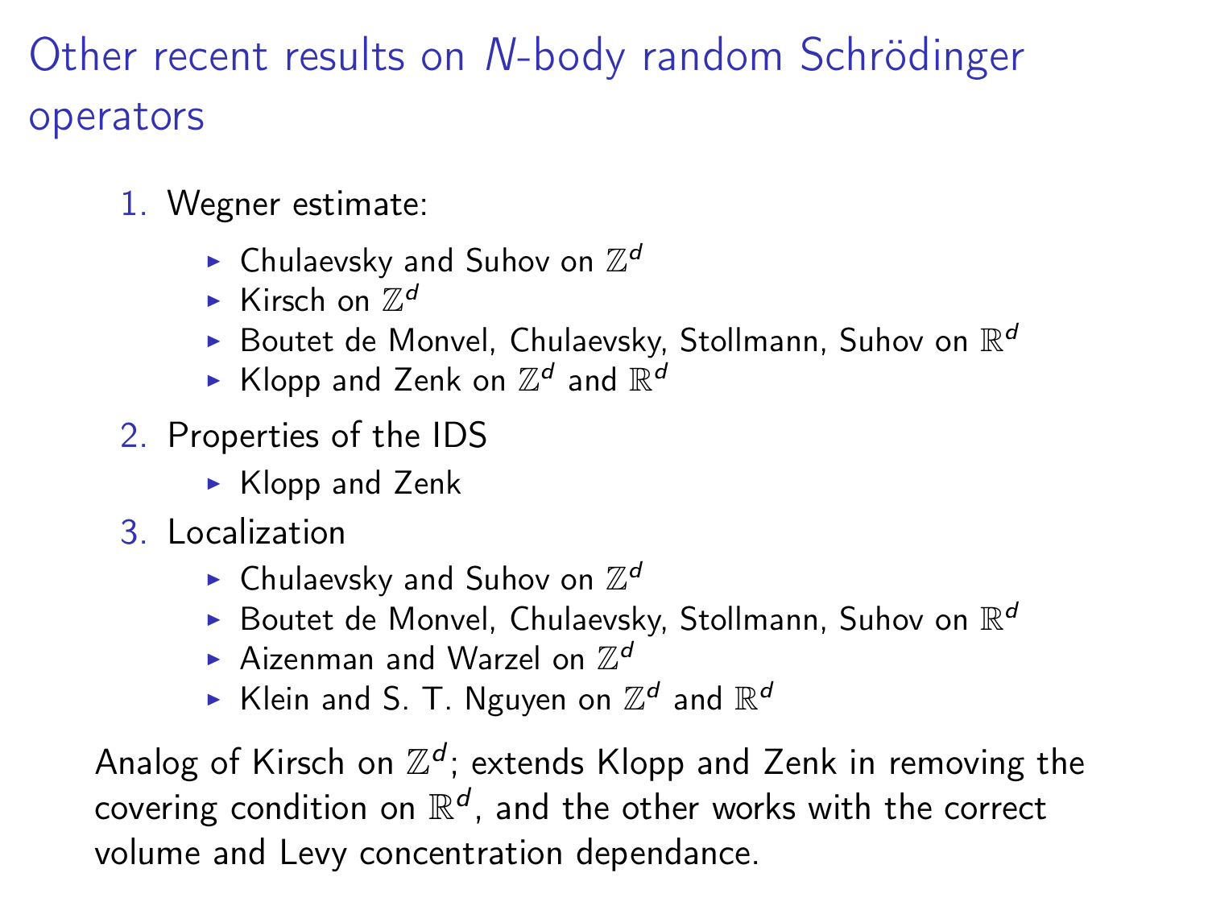## Other recent results on $N$-body random Schrödinger operators

1. Wegner estimate:
   - Chulaevsky and Suhov on $\mathbb{Z}^d$
   - Kirsch on $\mathbb{Z}^d$
   - Boutet de Monvel, Chulaevsky, Stollmann, Suhov on $\mathbb{R}^d$
   - Klopp and Zenk on $\mathbb{Z}^d$ and $\mathbb{R}^d$
2. Properties of the IDS
   - Klopp and Zenk
3. Localization
   - Chulaevsky and Suhov on $\mathbb{Z}^d$
   - Boutet de Monvel, Chulaevsky, Stollmann, Suhov on $\mathbb{R}^d$
   - Aizenman and Warzel on $\mathbb{Z}^d$
   - Klein and S. T. Nguyen on $\mathbb{Z}^d$ and $\mathbb{R}^d$

Analog of Kirsch on $\mathbb{Z}^d$; extends Klopp and Zenk in removing the covering condition on $\mathbb{R}^d$, and the other works with the correct volume and Levy concentration dependance.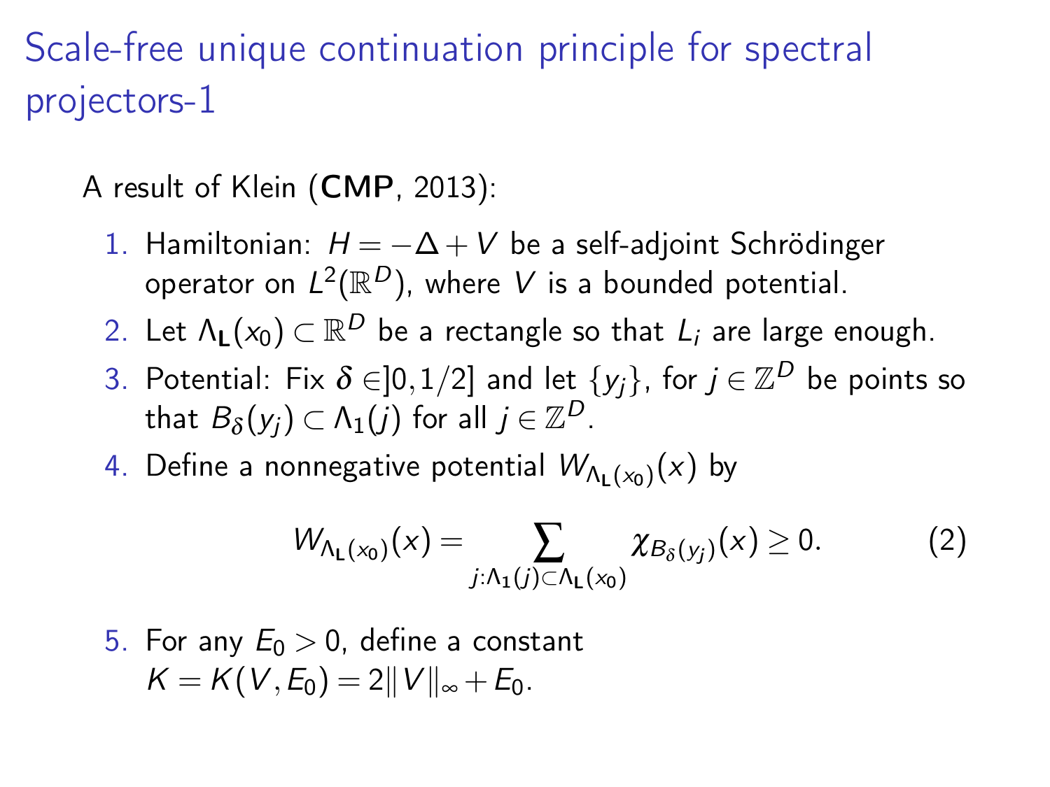# Scale-free unique continuation principle for spectral projectors-1

A result of Klein (**CMP**, 2013):

1. Hamiltonian: $H = -\Delta + V$ be a self-adjoint Schrödinger operator on $L^2(\mathbb{R}^D)$, where $V$ is a bounded potential.
2. Let $\Lambda_{\mathbf{L}}(x_0) \subset \mathbb{R}^D$ be a rectangle so that $L_i$ are large enough.
3. Potential: Fix $\delta \in ]0, 1/2]$ and let $\{y_j\}$, for $j \in \mathbb{Z}^D$ be points so that $B_\delta(y_j) \subset \Lambda_1(j)$ for all $j \in \mathbb{Z}^D$.
4. Define a nonnegative potential $W_{\Lambda_{\mathbf{L}}(x_0)}(x)$ by

$$W_{\Lambda_{\mathbf{L}}(x_0)}(x) = \sum_{j : \Lambda_1(j) \subset \Lambda_{\mathbf{L}}(x_0)} \chi_{B_\delta(y_j)}(x) \geq 0. \tag{2}$$

5. For any $E_0 > 0$, define a constant $K = K(V, E_0) = 2\|V\|_\infty + E_0$.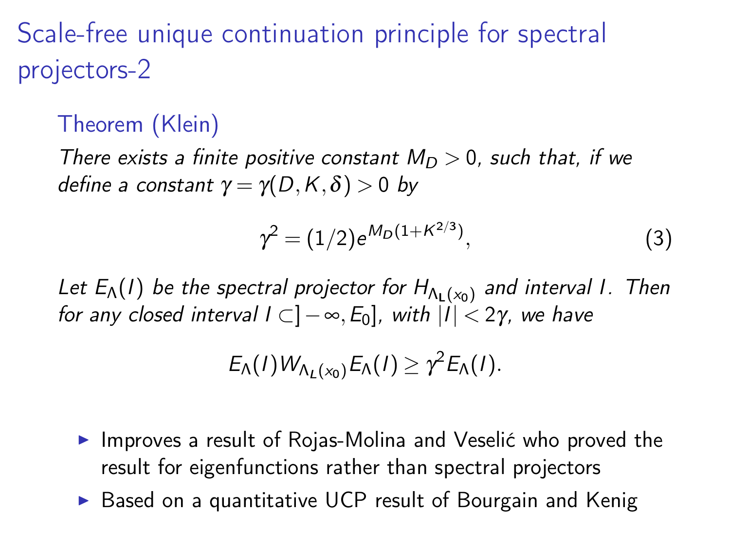# Scale-free unique continuation principle for spectral projectors-2

## Theorem (Klein)

*There exists a finite positive constant $M_D > 0$, such that, if we define a constant $\gamma = \gamma(D, K, \delta) > 0$ by*

$$\gamma^2 = (1/2)e^{M_D(1+K^{2/3})}, \tag{3}$$

*Let $E_\Lambda(I)$ be the spectral projector for $H_{\Lambda_L(x_0)}$ and interval $I$. Then for any closed interval $I \subset ]-\infty, E_0]$, with $|I| < 2\gamma$, we have*

$$E_\Lambda(I) W_{\Lambda_L(x_0)} E_\Lambda(I) \geq \gamma^2 E_\Lambda(I).$$

- Improves a result of Rojas-Molina and Veselić who proved the result for eigenfunctions rather than spectral projectors
- Based on a quantitative UCP result of Bourgain and Kenig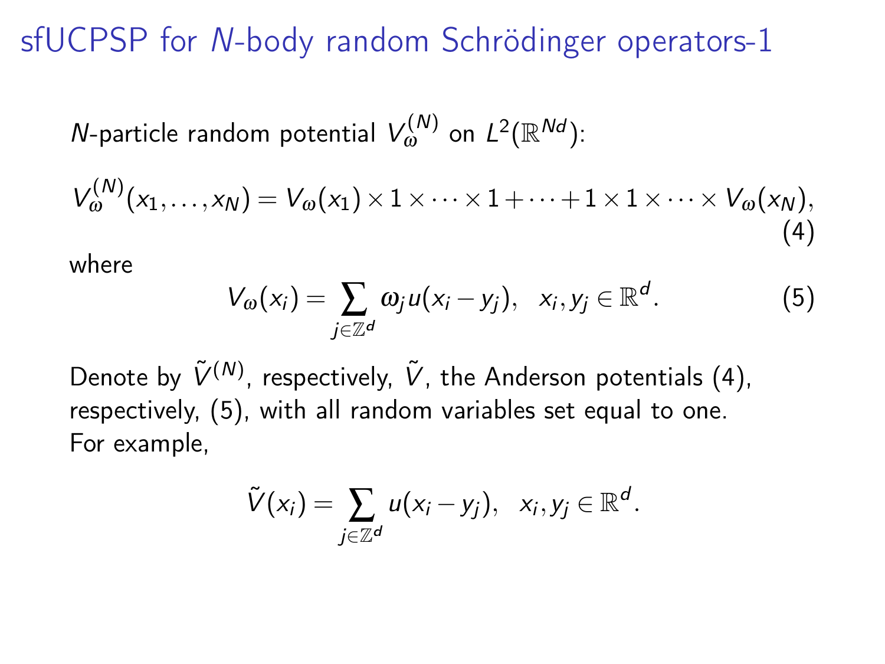# sfUCPSP for $N$-body random Schrödinger operators-1

$N$-particle random potential $V_\omega^{(N)}$ on $L^2(\mathbb{R}^{Nd})$:

$$V_\omega^{(N)}(x_1,\ldots,x_N) = V_\omega(x_1)\times 1\times\cdots\times 1 + \cdots + 1\times 1\times\cdots\times V_\omega(x_N), \tag{4}$$

where

$$V_\omega(x_i) = \sum_{j\in\mathbb{Z}^d} \omega_j u(x_i - y_j), \quad x_i, y_j \in \mathbb{R}^d. \tag{5}$$

Denote by $\tilde{V}^{(N)}$, respectively, $\tilde{V}$, the Anderson potentials (4), respectively, (5), with all random variables set equal to one.
For example,

$$\tilde{V}(x_i) = \sum_{j\in\mathbb{Z}^d} u(x_i - y_j), \quad x_i, y_j \in \mathbb{R}^d.$$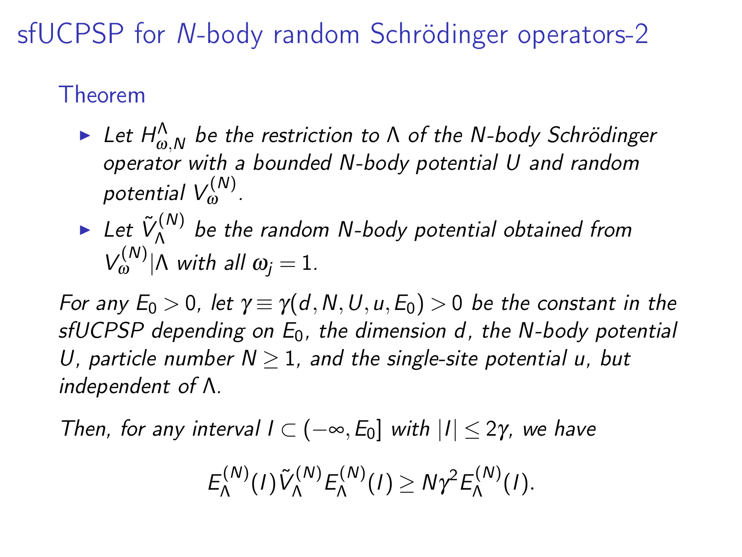# sfUCPSP for $N$-body random Schrödinger operators-2

## Theorem

- *Let $H^{\Lambda}_{\omega,N}$ be the restriction to $\Lambda$ of the $N$-body Schrödinger operator with a bounded $N$-body potential $U$ and random potential $V^{(N)}_{\omega}$.*
- *Let $\tilde{V}^{(N)}_{\Lambda}$ be the random $N$-body potential obtained from $V^{(N)}_{\omega}|\Lambda$ with all $\omega_j = 1$.*

*For any $E_0 > 0$, let $\gamma \equiv \gamma(d, N, U, u, E_0) > 0$ be the constant in the sfUCPSP depending on $E_0$, the dimension $d$, the $N$-body potential $U$, particle number $N \geq 1$, and the single-site potential $u$, but independent of $\Lambda$.*

*Then, for any interval $I \subset (-\infty, E_0]$ with $|I| \leq 2\gamma$, we have*

$$E^{(N)}_{\Lambda}(I)\tilde{V}^{(N)}_{\Lambda}E^{(N)}_{\Lambda}(I) \geq N\gamma^2 E^{(N)}_{\Lambda}(I).$$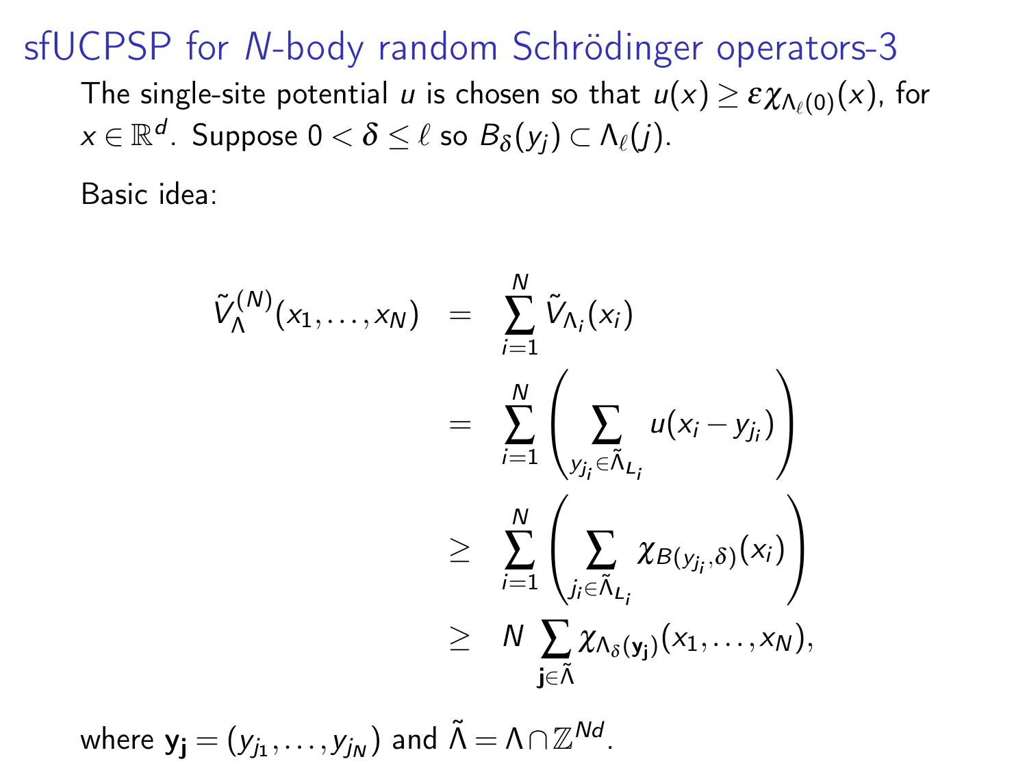# sfUCPSP for $N$-body random Schrödinger operators-3

The single-site potential $u$ is chosen so that $u(x) \geq \varepsilon \chi_{\Lambda_\ell(0)}(x)$, for $x \in \mathbb{R}^d$. Suppose $0 < \delta \leq \ell$ so $B_\delta(y_j) \subset \Lambda_\ell(j)$.

Basic idea:

$$
\begin{aligned}
\tilde{V}_\Lambda^{(N)}(x_1, \ldots, x_N) &= \sum_{i=1}^{N} \tilde{V}_{\Lambda_i}(x_i) \\
&= \sum_{i=1}^{N} \left( \sum_{y_{j_i} \in \tilde{\Lambda}_{L_i}} u(x_i - y_{j_i}) \right) \\
&\geq \sum_{i=1}^{N} \left( \sum_{j_i \in \tilde{\Lambda}_{L_i}} \chi_{B(y_{j_i}, \delta)}(x_i) \right) \\
&\geq N \sum_{\mathbf{j} \in \tilde{\Lambda}} \chi_{\Lambda_\delta(\mathbf{y_j})}(x_1, \ldots, x_N),
\end{aligned}
$$

where $\mathbf{y_j} = (y_{j_1}, \ldots, y_{j_N})$ and $\tilde{\Lambda} = \Lambda \cap \mathbb{Z}^{Nd}$.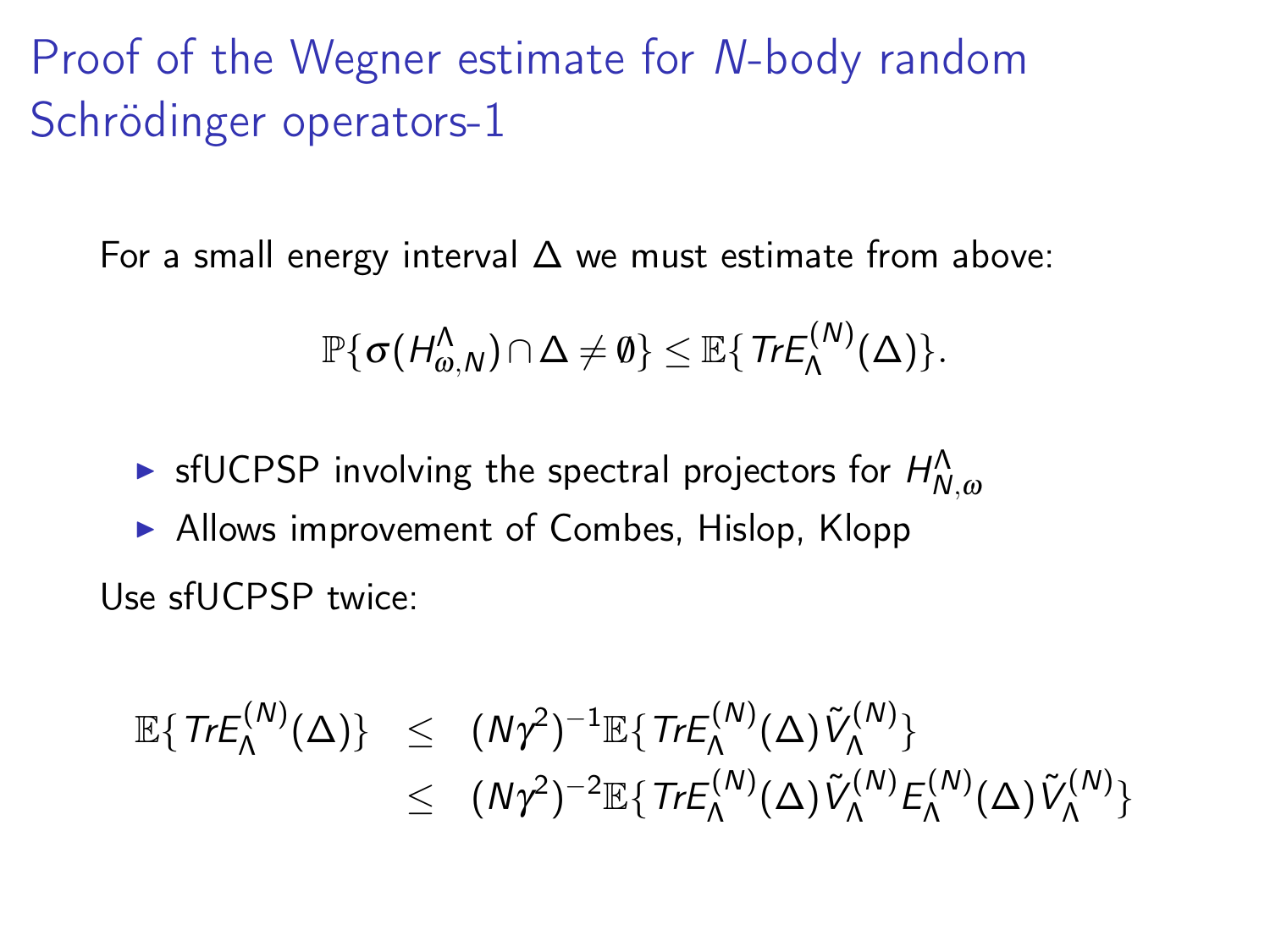# Proof of the Wegner estimate for $N$-body random Schrödinger operators-1

For a small energy interval $\Delta$ we must estimate from above:

$$\mathbb{P}\{\sigma(H^{\Lambda}_{\omega,N}) \cap \Delta \neq \emptyset\} \leq \mathbb{E}\{TrE^{(N)}_{\Lambda}(\Delta)\}.$$

- sfUCPSP involving the spectral projectors for $H^{\Lambda}_{N,\omega}$
- Allows improvement of Combes, Hislop, Klopp

Use sfUCPSP twice:

$$\begin{aligned}
\mathbb{E}\{TrE^{(N)}_{\Lambda}(\Delta)\} &\leq (N\gamma^2)^{-1}\mathbb{E}\{TrE^{(N)}_{\Lambda}(\Delta)\tilde{V}^{(N)}_{\Lambda}\} \\
&\leq (N\gamma^2)^{-2}\mathbb{E}\{TrE^{(N)}_{\Lambda}(\Delta)\tilde{V}^{(N)}_{\Lambda}E^{(N)}_{\Lambda}(\Delta)\tilde{V}^{(N)}_{\Lambda}\}
\end{aligned}$$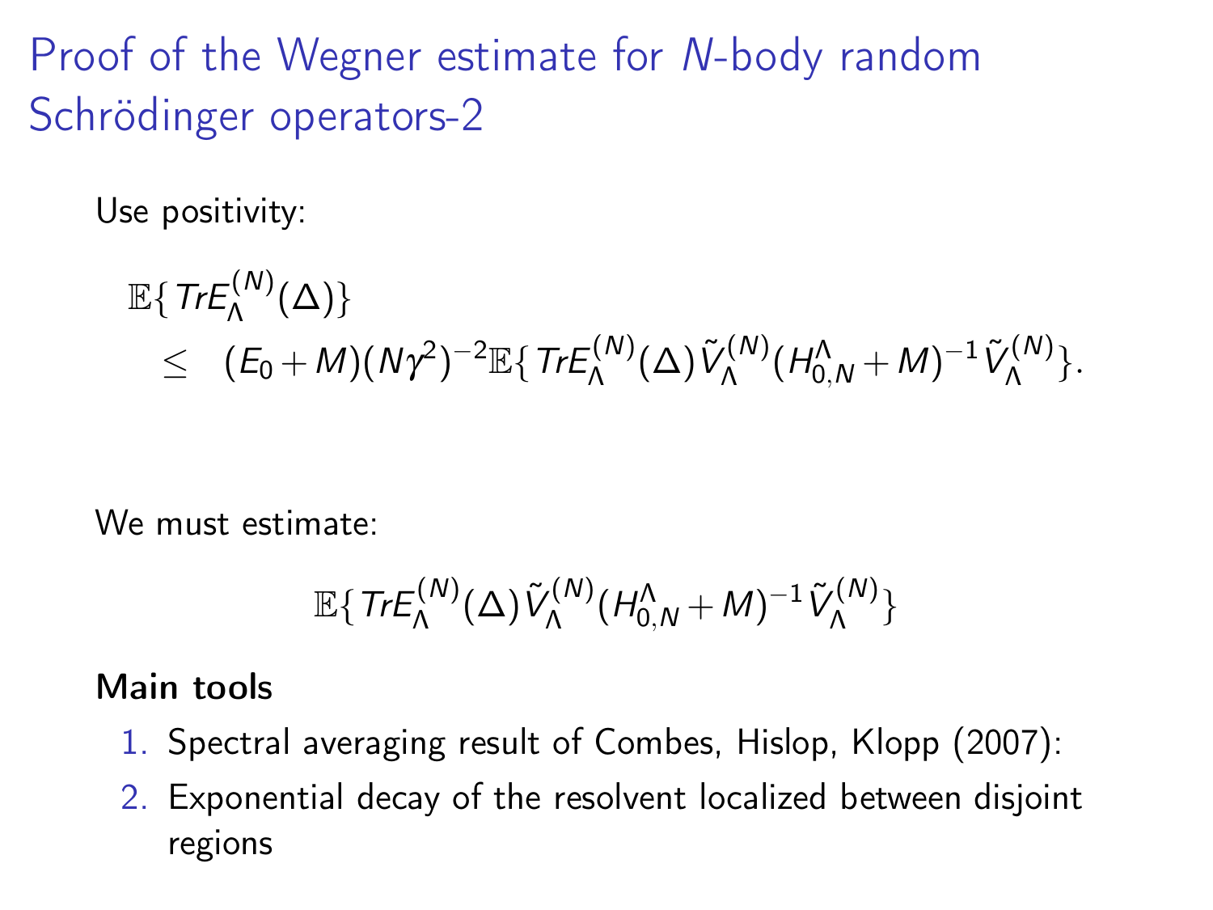# Proof of the Wegner estimate for $N$-body random Schrödinger operators-2

Use positivity:

$$
\begin{aligned}
&\mathbb{E}\{ Tr E_{\Lambda}^{(N)}(\Delta)\} \\
&\quad \leq \quad (E_0 + M)(N\gamma^2)^{-2}\mathbb{E}\{ Tr E_{\Lambda}^{(N)}(\Delta)\tilde{V}_{\Lambda}^{(N)}(H_{0,N}^{\Lambda} + M)^{-1}\tilde{V}_{\Lambda}^{(N)}\}.
\end{aligned}
$$

We must estimate:

$$
\mathbb{E}\{ Tr E_{\Lambda}^{(N)}(\Delta)\tilde{V}_{\Lambda}^{(N)}(H_{0,N}^{\Lambda} + M)^{-1}\tilde{V}_{\Lambda}^{(N)}\}
$$

**Main tools**

1. Spectral averaging result of Combes, Hislop, Klopp (2007):
2. Exponential decay of the resolvent localized between disjoint regions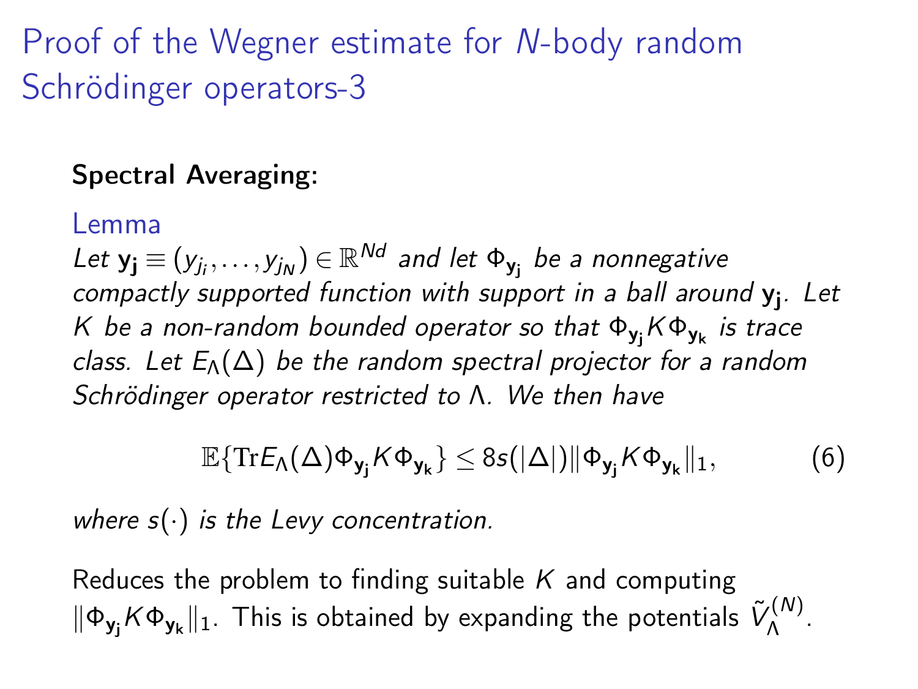# Proof of the Wegner estimate for $N$-body random Schrödinger operators-3

**Spectral Averaging:**

Lemma

*Let $\mathbf{y_j} \equiv (y_{j_i}, \ldots, y_{j_N}) \in \mathbb{R}^{Nd}$ and let $\Phi_{\mathbf{y_j}}$ be a nonnegative compactly supported function with support in a ball around $\mathbf{y_j}$. Let $K$ be a non-random bounded operator so that $\Phi_{\mathbf{y_j}} K \Phi_{\mathbf{y_k}}$ is trace class. Let $E_\Lambda(\Delta)$ be the random spectral projector for a random Schrödinger operator restricted to $\Lambda$. We then have*

$$\mathbb{E}\{\mathrm{Tr} E_\Lambda(\Delta) \Phi_{\mathbf{y_j}} K \Phi_{\mathbf{y_k}}\} \leq 8 s(|\Delta|) \|\Phi_{\mathbf{y_j}} K \Phi_{\mathbf{y_k}}\|_1, \tag{6}$$

*where $s(\cdot)$ is the Levy concentration.*

Reduces the problem to finding suitable $K$ and computing $\|\Phi_{\mathbf{y_j}} K \Phi_{\mathbf{y_k}}\|_1$. This is obtained by expanding the potentials $\tilde{V}_\Lambda^{(N)}$.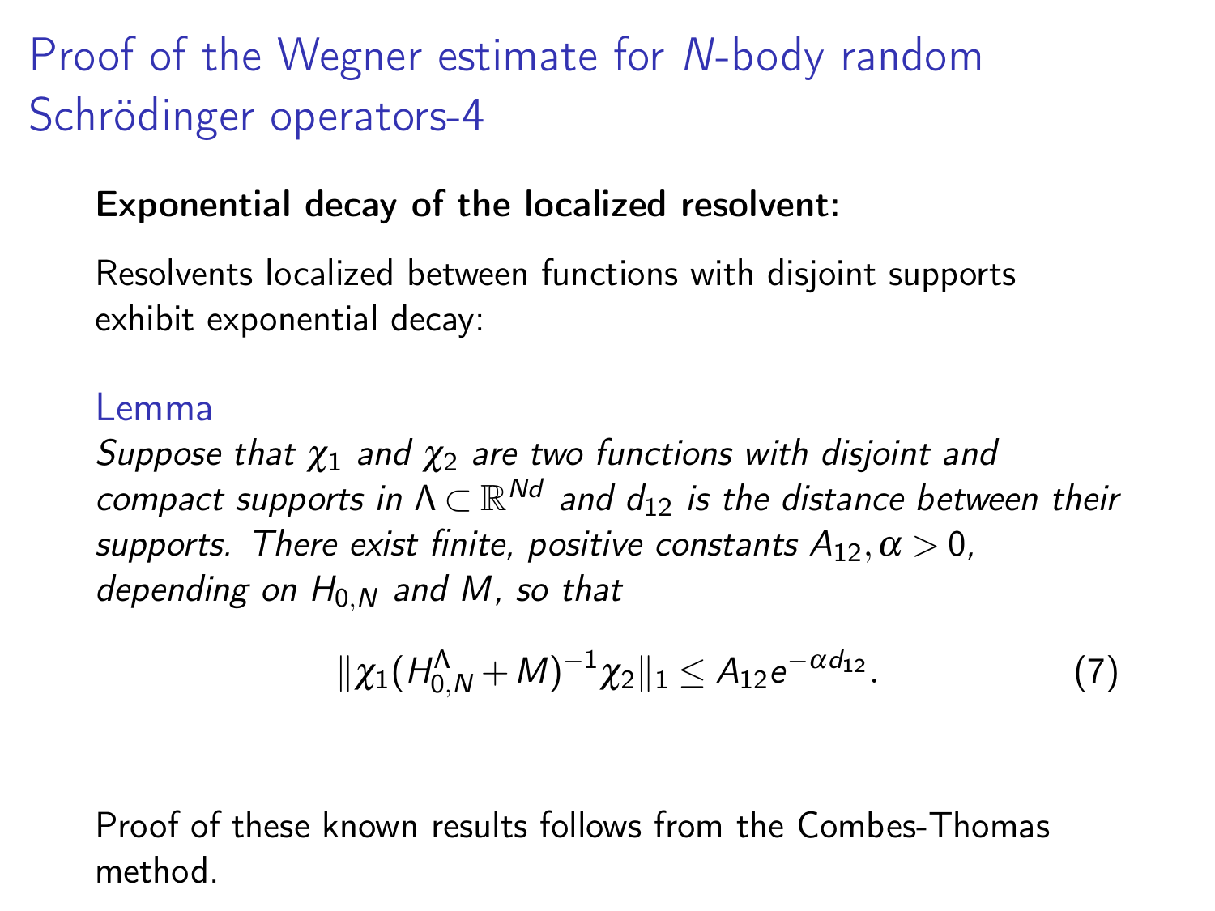# Proof of the Wegner estimate for $N$-body random Schrödinger operators-4

**Exponential decay of the localized resolvent:**

Resolvents localized between functions with disjoint supports exhibit exponential decay:

## Lemma

*Suppose that $\chi_1$ and $\chi_2$ are two functions with disjoint and compact supports in $\Lambda \subset \mathbb{R}^{Nd}$ and $d_{12}$ is the distance between their supports. There exist finite, positive constants $A_{12}, \alpha > 0$, depending on $H_{0,N}$ and $M$, so that*

$$\|\chi_1 (H_{0,N}^{\Lambda} + M)^{-1} \chi_2\|_1 \leq A_{12} e^{-\alpha d_{12}}. \tag{7}$$

Proof of these known results follows from the Combes-Thomas method.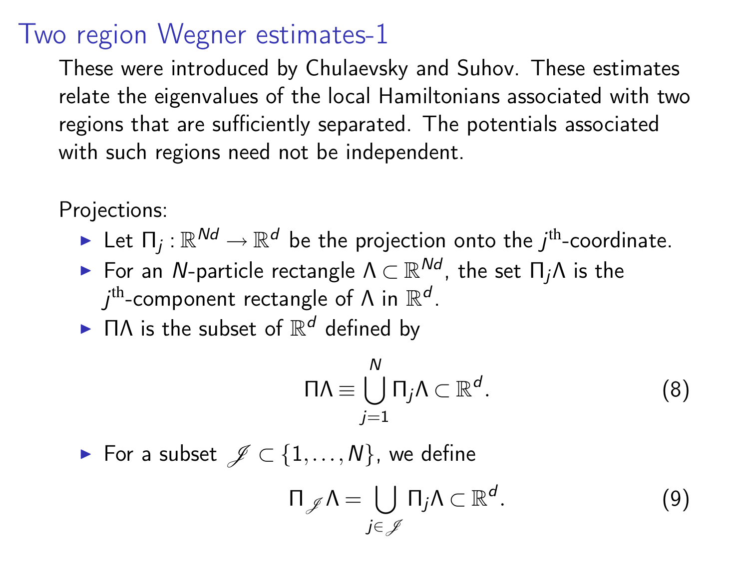# Two region Wegner estimates-1

These were introduced by Chulaevsky and Suhov. These estimates relate the eigenvalues of the local Hamiltonians associated with two regions that are sufficiently separated. The potentials associated with such regions need not be independent.

Projections:

- Let $\Pi_j : \mathbb{R}^{Nd} \to \mathbb{R}^d$ be the projection onto the $j^{\text{th}}$-coordinate.
- For an $N$-particle rectangle $\Lambda \subset \mathbb{R}^{Nd}$, the set $\Pi_j \Lambda$ is the $j^{\text{th}}$-component rectangle of $\Lambda$ in $\mathbb{R}^d$.
- $\Pi\Lambda$ is the subset of $\mathbb{R}^d$ defined by

$$\Pi\Lambda \equiv \bigcup_{j=1}^{N} \Pi_j \Lambda \subset \mathbb{R}^d. \tag{8}$$

- For a subset $\mathscr{J} \subset \{1, \ldots, N\}$, we define

$$\Pi_{\mathscr{J}} \Lambda = \bigcup_{j \in \mathscr{J}} \Pi_j \Lambda \subset \mathbb{R}^d. \tag{9}$$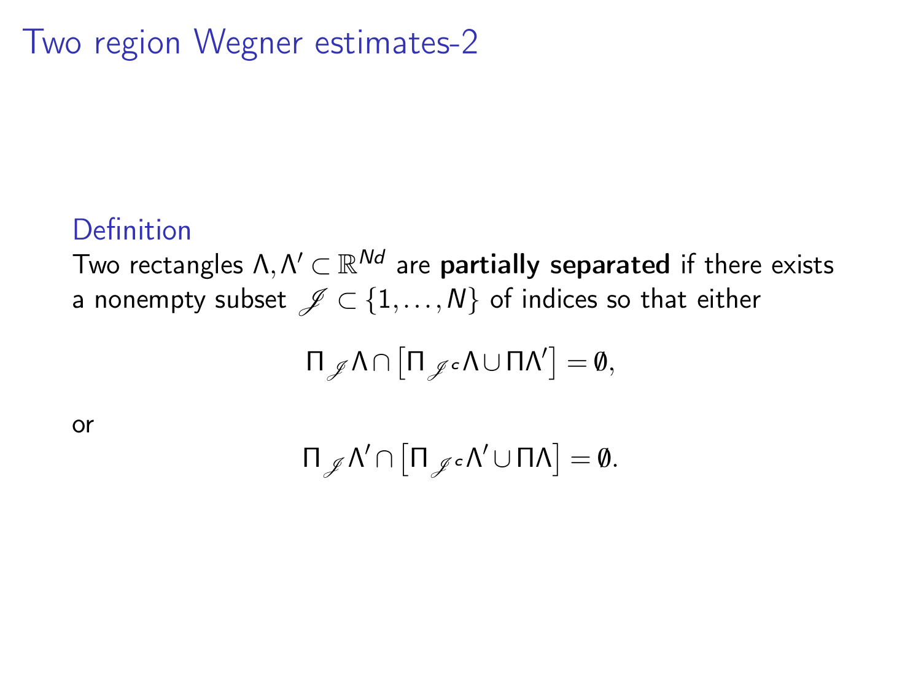# Two region Wegner estimates-2

### Definition

Two rectangles $\Lambda, \Lambda' \subset \mathbb{R}^{Nd}$ are **partially separated** if there exists a nonempty subset $\mathscr{J} \subset \{1, \ldots, N\}$ of indices so that either

$$\Pi_{\mathscr{J}} \Lambda \cap \left[ \Pi_{\mathscr{J}^c} \Lambda \cup \Pi \Lambda' \right] = \emptyset,$$

or

$$\Pi_{\mathscr{J}} \Lambda' \cap \left[ \Pi_{\mathscr{J}^c} \Lambda' \cup \Pi \Lambda \right] = \emptyset.$$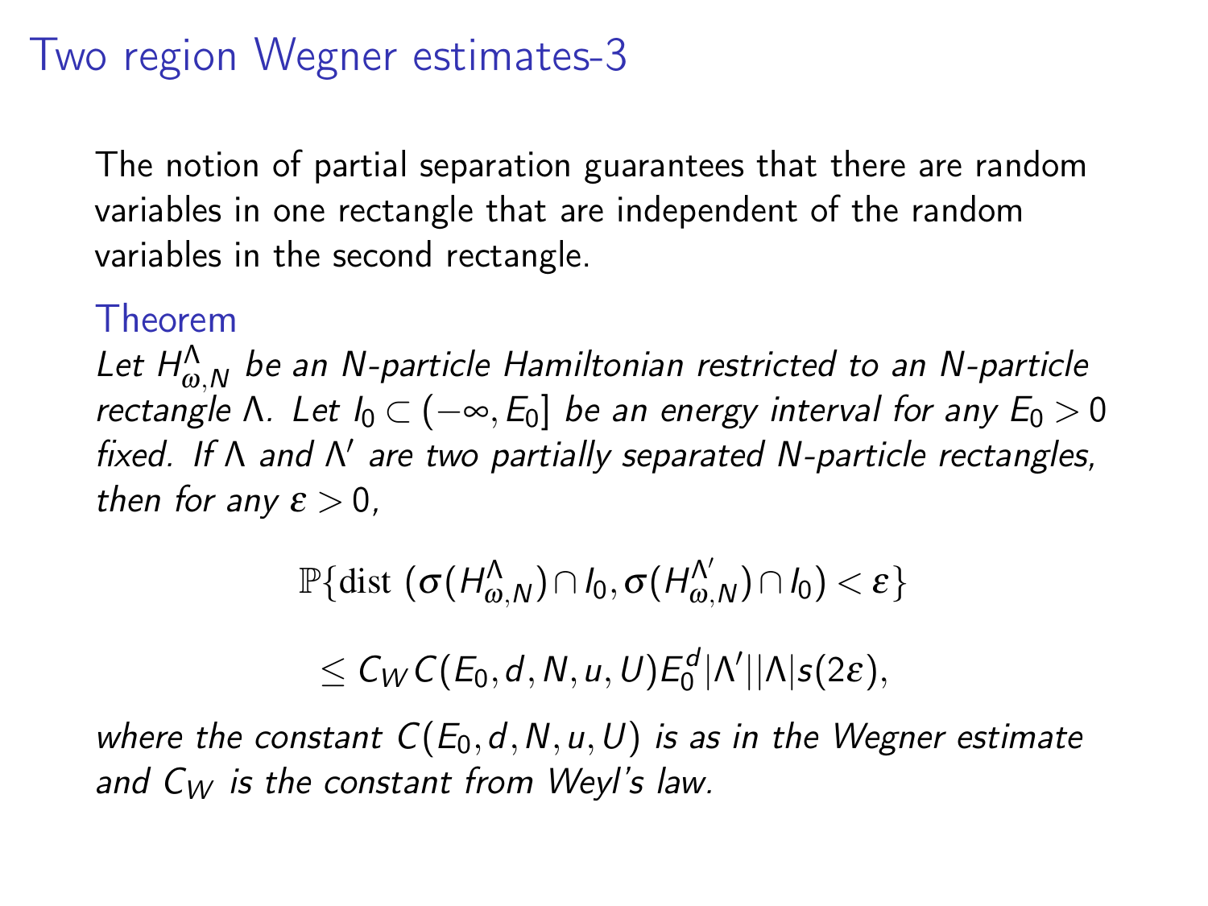# Two region Wegner estimates-3

The notion of partial separation guarantees that there are random variables in one rectangle that are independent of the random variables in the second rectangle.

### Theorem

*Let $H^{\Lambda}_{\omega,N}$ be an N-particle Hamiltonian restricted to an N-particle rectangle $\Lambda$. Let $I_0 \subset (-\infty, E_0]$ be an energy interval for any $E_0 > 0$ fixed. If $\Lambda$ and $\Lambda'$ are two partially separated N-particle rectangles, then for any $\varepsilon > 0$,*

$$\mathbb{P}\{\text{dist}\,(\sigma(H^{\Lambda}_{\omega,N}) \cap I_0, \sigma(H^{\Lambda'}_{\omega,N}) \cap I_0) < \varepsilon\}$$

$$\leq C_W C(E_0, d, N, u, U) E_0^d |\Lambda'||\Lambda| s(2\varepsilon),$$

*where the constant $C(E_0, d, N, u, U)$ is as in the Wegner estimate and $C_W$ is the constant from Weyl's law.*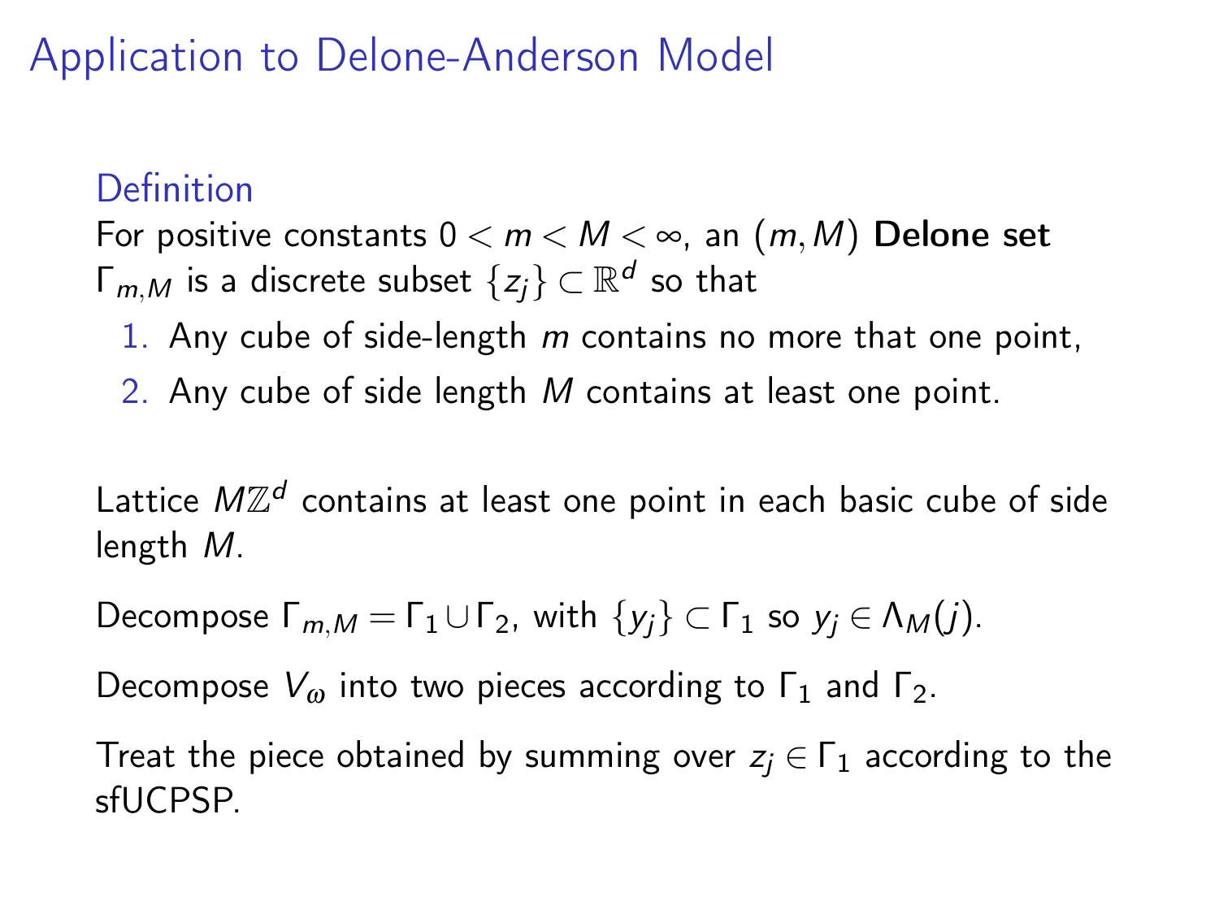# Application to Delone-Anderson Model

### Definition

For positive constants $0 < m < M < \infty$, an $(m, M)$ **Delone set** $\Gamma_{m,M}$ is a discrete subset $\{z_j\} \subset \mathbb{R}^d$ so that

1. Any cube of side-length $m$ contains no more that one point,
2. Any cube of side length $M$ contains at least one point.

Lattice $M\mathbb{Z}^d$ contains at least one point in each basic cube of side length $M$.

Decompose $\Gamma_{m,M} = \Gamma_1 \cup \Gamma_2$, with $\{y_j\} \subset \Gamma_1$ so $y_j \in \Lambda_M(j)$.

Decompose $V_\omega$ into two pieces according to $\Gamma_1$ and $\Gamma_2$.

Treat the piece obtained by summing over $z_j \in \Gamma_1$ according to the sfUCPSP.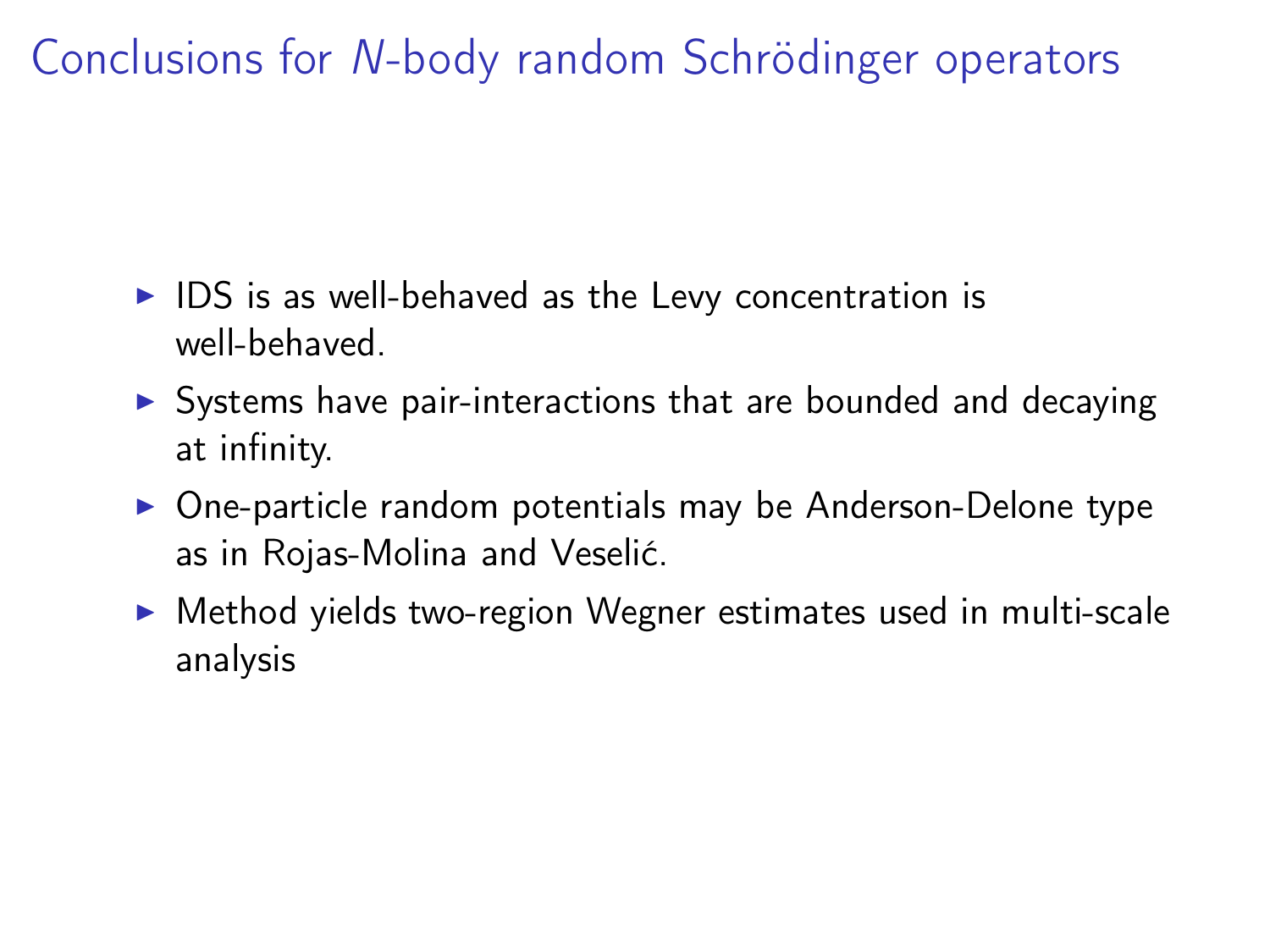# Conclusions for $N$-body random Schrödinger operators

- IDS is as well-behaved as the Levy concentration is well-behaved.
- Systems have pair-interactions that are bounded and decaying at infinity.
- One-particle random potentials may be Anderson-Delone type as in Rojas-Molina and Veselić.
- Method yields two-region Wegner estimates used in multi-scale analysis